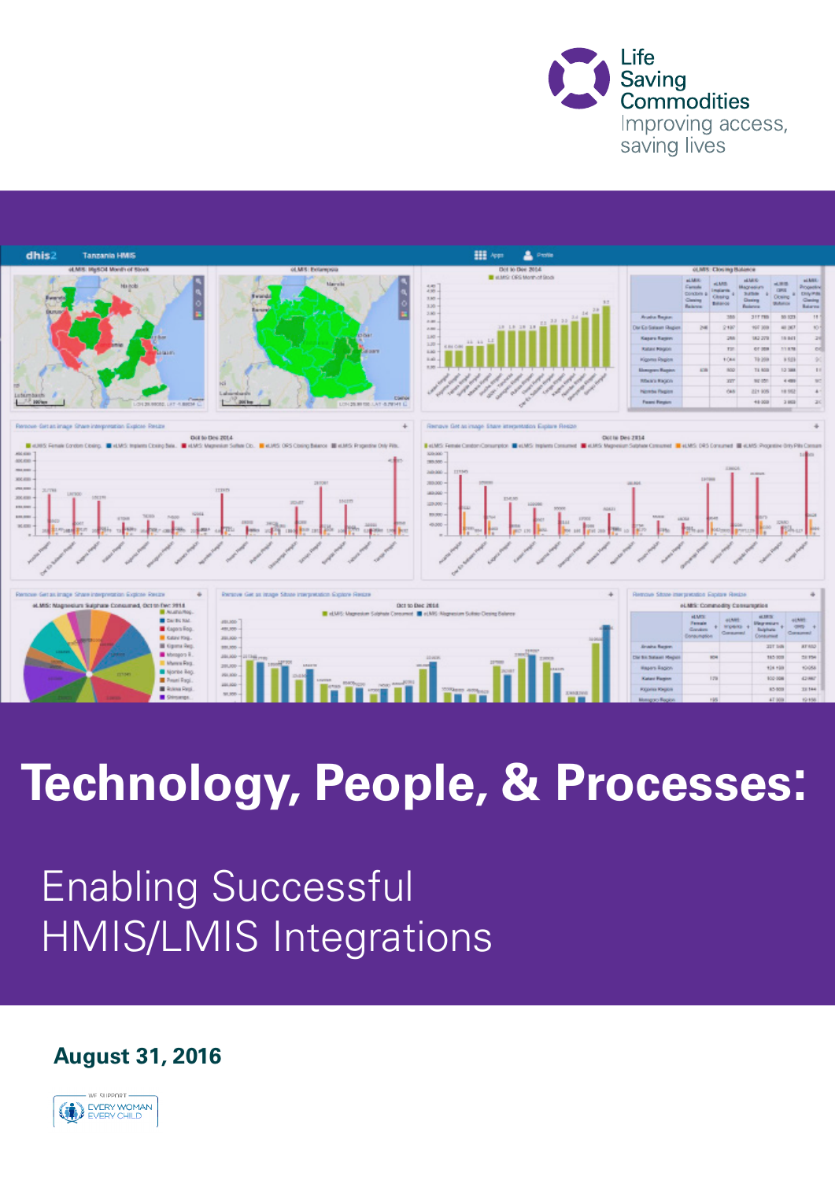Life Saving Commodities
Improving access, saving lives

# Technology, People, & Processes:

## Enabling Successful HMIS/LMIS Integrations

**August 31, 2016**

WE SUPPORT EVERY WOMAN EVERY CHILD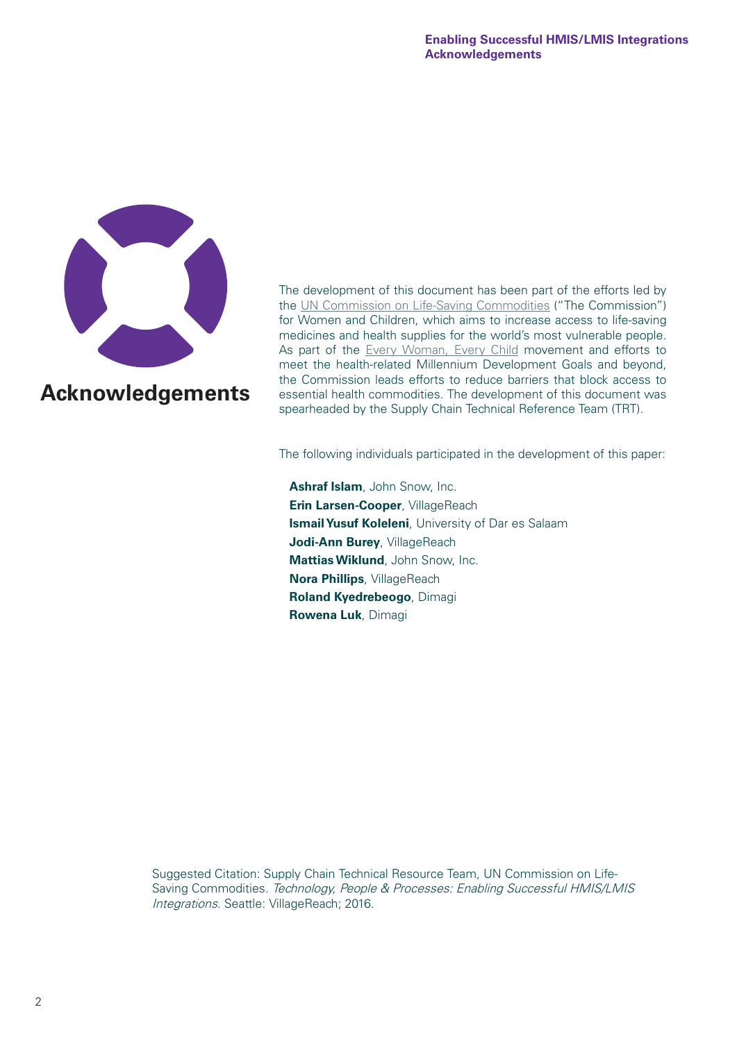# Acknowledgements

The development of this document has been part of the efforts led by the UN Commission on Life-Saving Commodities ("The Commission") for Women and Children, which aims to increase access to life-saving medicines and health supplies for the world's most vulnerable people. As part of the Every Woman, Every Child movement and efforts to meet the health-related Millennium Development Goals and beyond, the Commission leads efforts to reduce barriers that block access to essential health commodities. The development of this document was spearheaded by the Supply Chain Technical Reference Team (TRT).

The following individuals participated in the development of this paper:

**Ashraf Islam**, John Snow, Inc.
**Erin Larsen-Cooper**, VillageReach
**Ismail Yusuf Koleleni**, University of Dar es Salaam
**Jodi-Ann Burey**, VillageReach
**Mattias Wiklund**, John Snow, Inc.
**Nora Phillips**, VillageReach
**Roland Kyedrebeogo**, Dimagi
**Rowena Luk**, Dimagi

Suggested Citation: Supply Chain Technical Resource Team, UN Commission on Life-Saving Commodities. *Technology, People & Processes: Enabling Successful HMIS/LMIS Integrations.* Seattle: VillageReach; 2016.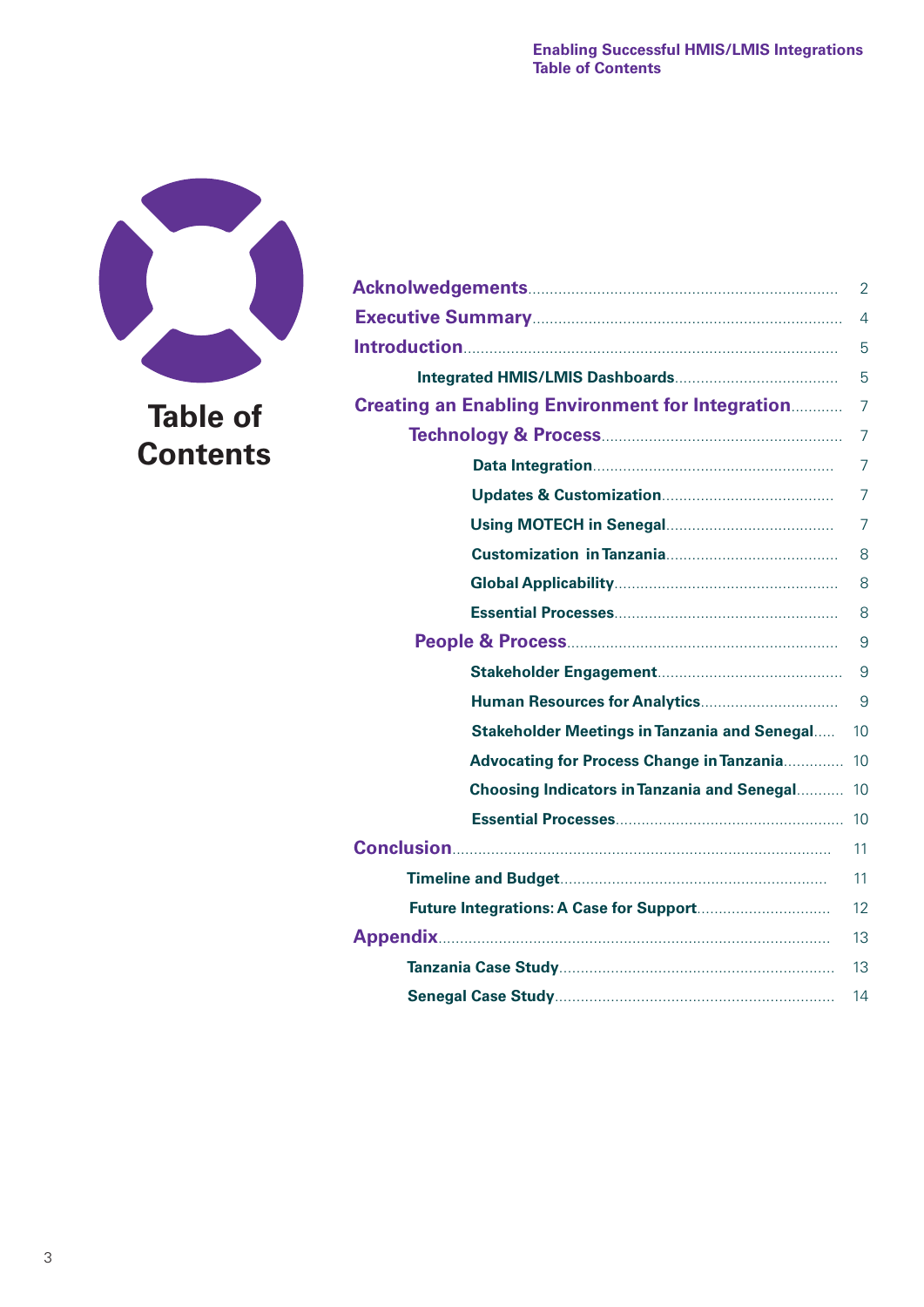# Table of Contents

| | |
|---|---|
| **Acknolwedgements** | 2 |
| **Executive Summary** | 4 |
| **Introduction** | 5 |
| &nbsp;&nbsp;&nbsp;&nbsp;Integrated HMIS/LMIS Dashboards | 5 |
| **Creating an Enabling Environment for Integration** | 7 |
| &nbsp;&nbsp;&nbsp;&nbsp;**Technology & Process** | 7 |
| &nbsp;&nbsp;&nbsp;&nbsp;&nbsp;&nbsp;&nbsp;&nbsp;Data Integration | 7 |
| &nbsp;&nbsp;&nbsp;&nbsp;&nbsp;&nbsp;&nbsp;&nbsp;Updates & Customization | 7 |
| &nbsp;&nbsp;&nbsp;&nbsp;&nbsp;&nbsp;&nbsp;&nbsp;Using MOTECH in Senegal | 7 |
| &nbsp;&nbsp;&nbsp;&nbsp;&nbsp;&nbsp;&nbsp;&nbsp;Customization in Tanzania | 8 |
| &nbsp;&nbsp;&nbsp;&nbsp;&nbsp;&nbsp;&nbsp;&nbsp;Global Applicability | 8 |
| &nbsp;&nbsp;&nbsp;&nbsp;&nbsp;&nbsp;&nbsp;&nbsp;Essential Processes | 8 |
| &nbsp;&nbsp;&nbsp;&nbsp;**People & Process** | 9 |
| &nbsp;&nbsp;&nbsp;&nbsp;&nbsp;&nbsp;&nbsp;&nbsp;Stakeholder Engagement | 9 |
| &nbsp;&nbsp;&nbsp;&nbsp;&nbsp;&nbsp;&nbsp;&nbsp;Human Resources for Analytics | 9 |
| &nbsp;&nbsp;&nbsp;&nbsp;&nbsp;&nbsp;&nbsp;&nbsp;Stakeholder Meetings in Tanzania and Senegal | 10 |
| &nbsp;&nbsp;&nbsp;&nbsp;&nbsp;&nbsp;&nbsp;&nbsp;Advocating for Process Change in Tanzania | 10 |
| &nbsp;&nbsp;&nbsp;&nbsp;&nbsp;&nbsp;&nbsp;&nbsp;Choosing Indicators in Tanzania and Senegal | 10 |
| &nbsp;&nbsp;&nbsp;&nbsp;&nbsp;&nbsp;&nbsp;&nbsp;Essential Processes | 10 |
| **Conclusion** | 11 |
| &nbsp;&nbsp;&nbsp;&nbsp;Timeline and Budget | 11 |
| &nbsp;&nbsp;&nbsp;&nbsp;Future Integrations: A Case for Support | 12 |
| **Appendix** | 13 |
| &nbsp;&nbsp;&nbsp;&nbsp;Tanzania Case Study | 13 |
| &nbsp;&nbsp;&nbsp;&nbsp;Senegal Case Study | 14 |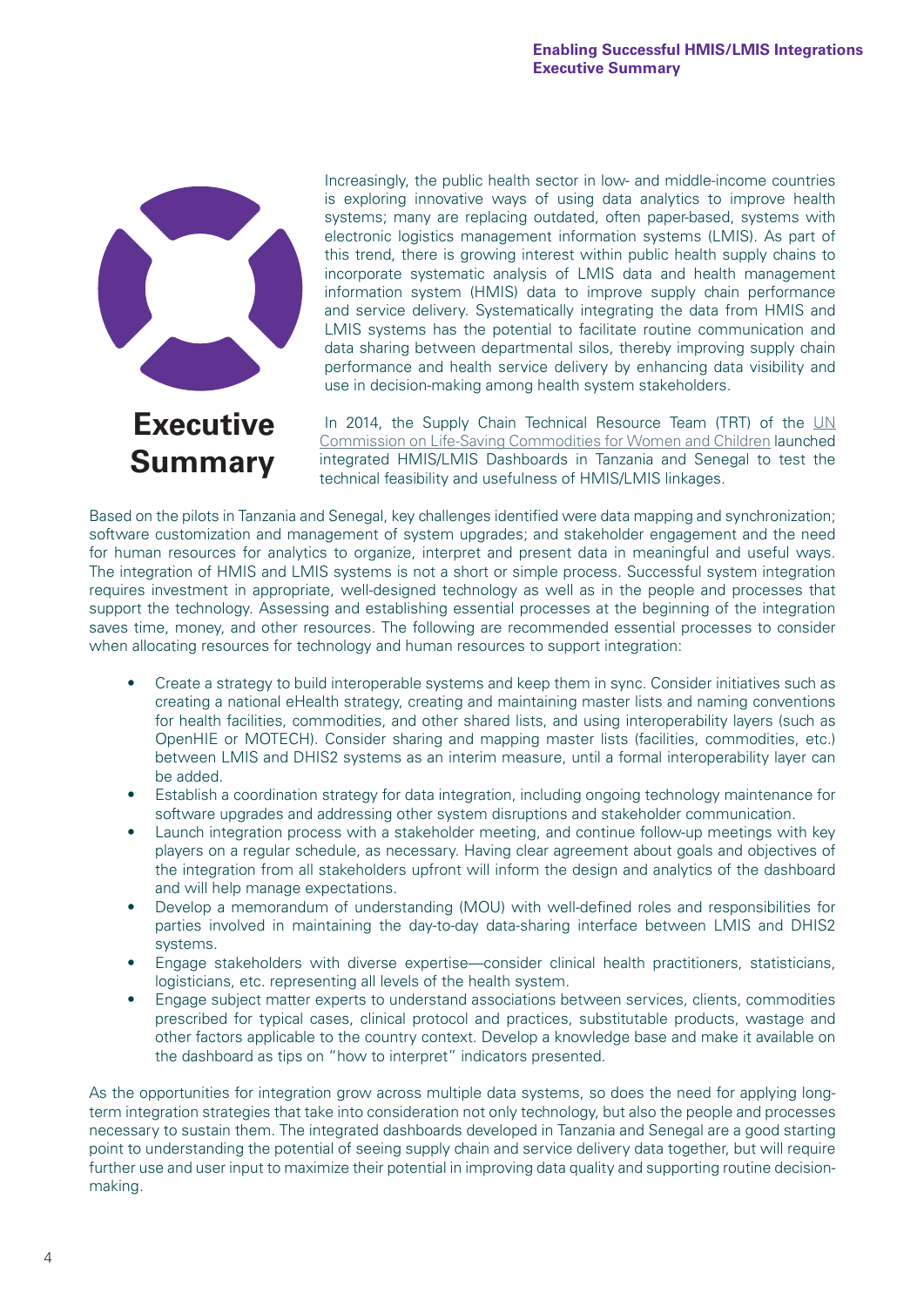# Executive Summary

Increasingly, the public health sector in low- and middle-income countries is exploring innovative ways of using data analytics to improve health systems; many are replacing outdated, often paper-based, systems with electronic logistics management information systems (LMIS). As part of this trend, there is growing interest within public health supply chains to incorporate systematic analysis of LMIS data and health management information system (HMIS) data to improve supply chain performance and service delivery. Systematically integrating the data from HMIS and LMIS systems has the potential to facilitate routine communication and data sharing between departmental silos, thereby improving supply chain performance and health service delivery by enhancing data visibility and use in decision-making among health system stakeholders.

In 2014, the Supply Chain Technical Resource Team (TRT) of the UN Commission on Life-Saving Commodities for Women and Children launched integrated HMIS/LMIS Dashboards in Tanzania and Senegal to test the technical feasibility and usefulness of HMIS/LMIS linkages.

Based on the pilots in Tanzania and Senegal, key challenges identified were data mapping and synchronization; software customization and management of system upgrades; and stakeholder engagement and the need for human resources for analytics to organize, interpret and present data in meaningful and useful ways. The integration of HMIS and LMIS systems is not a short or simple process. Successful system integration requires investment in appropriate, well-designed technology as well as in the people and processes that support the technology. Assessing and establishing essential processes at the beginning of the integration saves time, money, and other resources. The following are recommended essential processes to consider when allocating resources for technology and human resources to support integration:

- Create a strategy to build interoperable systems and keep them in sync. Consider initiatives such as creating a national eHealth strategy, creating and maintaining master lists and naming conventions for health facilities, commodities, and other shared lists, and using interoperability layers (such as OpenHIE or MOTECH). Consider sharing and mapping master lists (facilities, commodities, etc.) between LMIS and DHIS2 systems as an interim measure, until a formal interoperability layer can be added.
- Establish a coordination strategy for data integration, including ongoing technology maintenance for software upgrades and addressing other system disruptions and stakeholder communication.
- Launch integration process with a stakeholder meeting, and continue follow-up meetings with key players on a regular schedule, as necessary. Having clear agreement about goals and objectives of the integration from all stakeholders upfront will inform the design and analytics of the dashboard and will help manage expectations.
- Develop a memorandum of understanding (MOU) with well-defined roles and responsibilities for parties involved in maintaining the day-to-day data-sharing interface between LMIS and DHIS2 systems.
- Engage stakeholders with diverse expertise—consider clinical health practitioners, statisticians, logisticians, etc. representing all levels of the health system.
- Engage subject matter experts to understand associations between services, clients, commodities prescribed for typical cases, clinical protocol and practices, substitutable products, wastage and other factors applicable to the country context. Develop a knowledge base and make it available on the dashboard as tips on "how to interpret" indicators presented.

As the opportunities for integration grow across multiple data systems, so does the need for applying long-term integration strategies that take into consideration not only technology, but also the people and processes necessary to sustain them. The integrated dashboards developed in Tanzania and Senegal are a good starting point to understanding the potential of seeing supply chain and service delivery data together, but will require further use and user input to maximize their potential in improving data quality and supporting routine decision-making.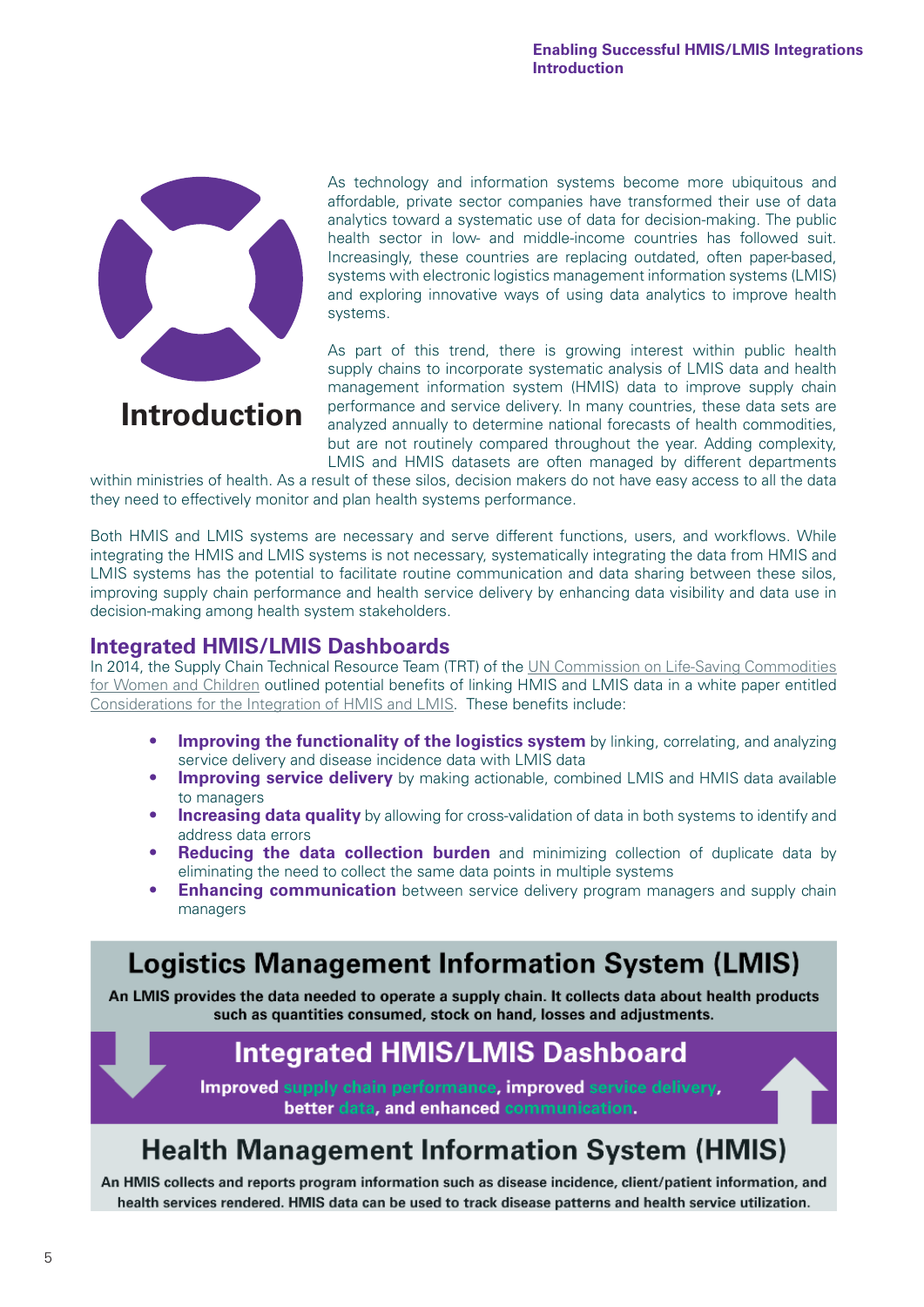# Introduction

As technology and information systems become more ubiquitous and affordable, private sector companies have transformed their use of data analytics toward a systematic use of data for decision-making. The public health sector in low- and middle-income countries has followed suit. Increasingly, these countries are replacing outdated, often paper-based, systems with electronic logistics management information systems (LMIS) and exploring innovative ways of using data analytics to improve health systems.

As part of this trend, there is growing interest within public health supply chains to incorporate systematic analysis of LMIS data and health management information system (HMIS) data to improve supply chain performance and service delivery. In many countries, these data sets are analyzed annually to determine national forecasts of health commodities, but are not routinely compared throughout the year. Adding complexity, LMIS and HMIS datasets are often managed by different departments within ministries of health. As a result of these silos, decision makers do not have easy access to all the data they need to effectively monitor and plan health systems performance.

Both HMIS and LMIS systems are necessary and serve different functions, users, and workflows. While integrating the HMIS and LMIS systems is not necessary, systematically integrating the data from HMIS and LMIS systems has the potential to facilitate routine communication and data sharing between these silos, improving supply chain performance and health service delivery by enhancing data visibility and data use in decision-making among health system stakeholders.

## Integrated HMIS/LMIS Dashboards

In 2014, the Supply Chain Technical Resource Team (TRT) of the UN Commission on Life-Saving Commodities for Women and Children outlined potential benefits of linking HMIS and LMIS data in a white paper entitled Considerations for the Integration of HMIS and LMIS. These benefits include:

- **Improving the functionality of the logistics system** by linking, correlating, and analyzing service delivery and disease incidence data with LMIS data
- **Improving service delivery** by making actionable, combined LMIS and HMIS data available to managers
- **Increasing data quality** by allowing for cross-validation of data in both systems to identify and address data errors
- **Reducing the data collection burden** and minimizing collection of duplicate data by eliminating the need to collect the same data points in multiple systems
- **Enhancing communication** between service delivery program managers and supply chain managers

### Logistics Management Information System (LMIS)

**An LMIS provides the data needed to operate a supply chain. It collects data about health products such as quantities consumed, stock on hand, losses and adjustments.**

### Integrated HMIS/LMIS Dashboard

**Improved supply chain performance, improved service delivery, better data, and enhanced communication.**

### Health Management Information System (HMIS)

**An HMIS collects and reports program information such as disease incidence, client/patient information, and health services rendered. HMIS data can be used to track disease patterns and health service utilization.**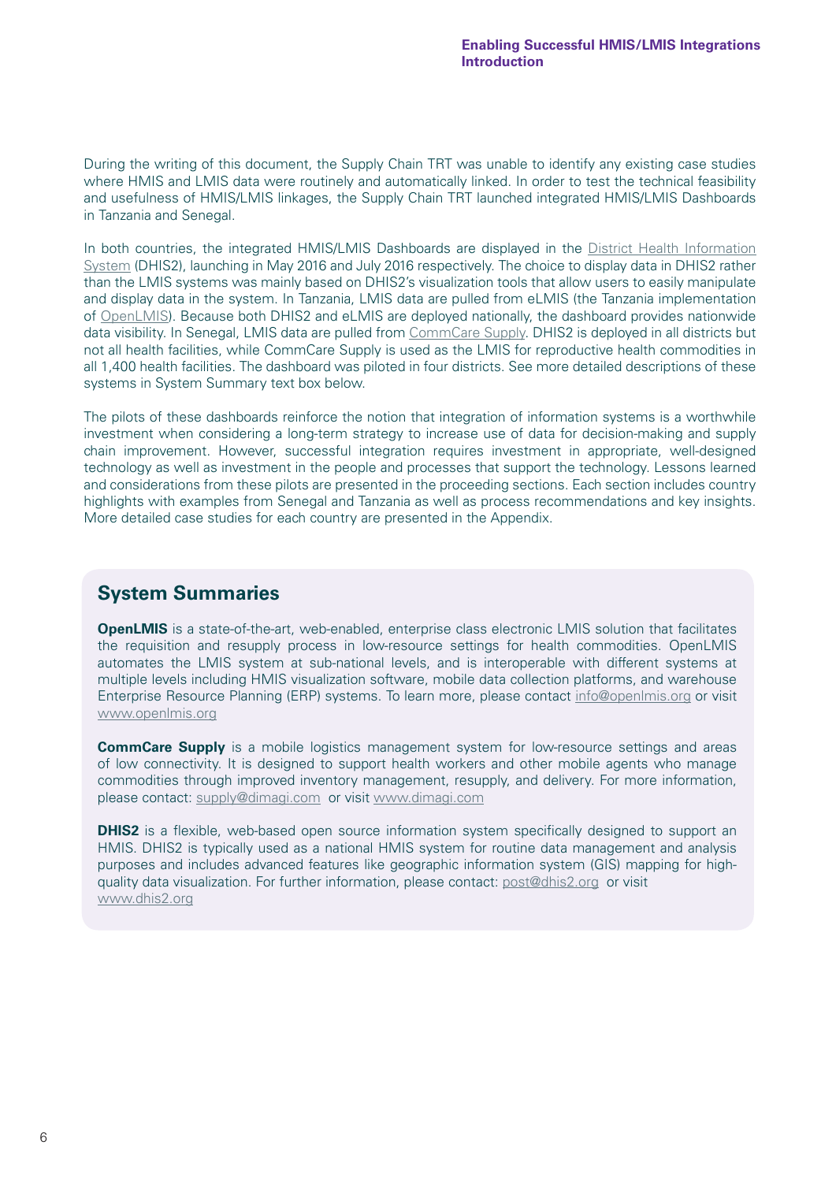During the writing of this document, the Supply Chain TRT was unable to identify any existing case studies where HMIS and LMIS data were routinely and automatically linked. In order to test the technical feasibility and usefulness of HMIS/LMIS linkages, the Supply Chain TRT launched integrated HMIS/LMIS Dashboards in Tanzania and Senegal.

In both countries, the integrated HMIS/LMIS Dashboards are displayed in the District Health Information System (DHIS2), launching in May 2016 and July 2016 respectively. The choice to display data in DHIS2 rather than the LMIS systems was mainly based on DHIS2's visualization tools that allow users to easily manipulate and display data in the system. In Tanzania, LMIS data are pulled from eLMIS (the Tanzania implementation of OpenLMIS). Because both DHIS2 and eLMIS are deployed nationally, the dashboard provides nationwide data visibility. In Senegal, LMIS data are pulled from CommCare Supply. DHIS2 is deployed in all districts but not all health facilities, while CommCare Supply is used as the LMIS for reproductive health commodities in all 1,400 health facilities. The dashboard was piloted in four districts. See more detailed descriptions of these systems in System Summary text box below.

The pilots of these dashboards reinforce the notion that integration of information systems is a worthwhile investment when considering a long-term strategy to increase use of data for decision-making and supply chain improvement. However, successful integration requires investment in appropriate, well-designed technology as well as investment in the people and processes that support the technology. Lessons learned and considerations from these pilots are presented in the proceeding sections. Each section includes country highlights with examples from Senegal and Tanzania as well as process recommendations and key insights. More detailed case studies for each country are presented in the Appendix.

## System Summaries

**OpenLMIS** is a state-of-the-art, web-enabled, enterprise class electronic LMIS solution that facilitates the requisition and resupply process in low-resource settings for health commodities. OpenLMIS automates the LMIS system at sub-national levels, and is interoperable with different systems at multiple levels including HMIS visualization software, mobile data collection platforms, and warehouse Enterprise Resource Planning (ERP) systems. To learn more, please contact info@openlmis.org or visit www.openlmis.org

**CommCare Supply** is a mobile logistics management system for low-resource settings and areas of low connectivity. It is designed to support health workers and other mobile agents who manage commodities through improved inventory management, resupply, and delivery. For more information, please contact: supply@dimagi.com or visit www.dimagi.com

**DHIS2** is a flexible, web-based open source information system specifically designed to support an HMIS. DHIS2 is typically used as a national HMIS system for routine data management and analysis purposes and includes advanced features like geographic information system (GIS) mapping for high-quality data visualization. For further information, please contact: post@dhis2.org or visit www.dhis2.org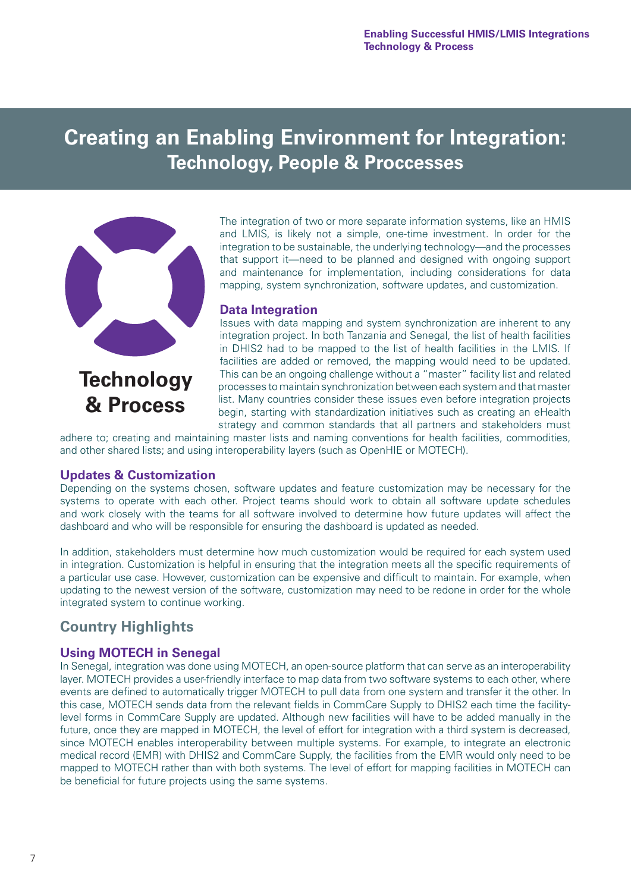# Creating an Enabling Environment for Integration: Technology, People & Proccesses

**Technology & Process**

The integration of two or more separate information systems, like an HMIS and LMIS, is likely not a simple, one-time investment. In order for the integration to be sustainable, the underlying technology—and the processes that support it—need to be planned and designed with ongoing support and maintenance for implementation, including considerations for data mapping, system synchronization, software updates, and customization.

## Data Integration

Issues with data mapping and system synchronization are inherent to any integration project. In both Tanzania and Senegal, the list of health facilities in DHIS2 had to be mapped to the list of health facilities in the LMIS. If facilities are added or removed, the mapping would need to be updated. This can be an ongoing challenge without a "master" facility list and related processes to maintain synchronization between each system and that master list. Many countries consider these issues even before integration projects begin, starting with standardization initiatives such as creating an eHealth strategy and common standards that all partners and stakeholders must adhere to; creating and maintaining master lists and naming conventions for health facilities, commodities, and other shared lists; and using interoperability layers (such as OpenHIE or MOTECH).

## Updates & Customization

Depending on the systems chosen, software updates and feature customization may be necessary for the systems to operate with each other. Project teams should work to obtain all software update schedules and work closely with the teams for all software involved to determine how future updates will affect the dashboard and who will be responsible for ensuring the dashboard is updated as needed.

In addition, stakeholders must determine how much customization would be required for each system used in integration. Customization is helpful in ensuring that the integration meets all the specific requirements of a particular use case. However, customization can be expensive and difficult to maintain. For example, when updating to the newest version of the software, customization may need to be redone in order for the whole integrated system to continue working.

## Country Highlights

### Using MOTECH in Senegal

In Senegal, integration was done using MOTECH, an open-source platform that can serve as an interoperability layer. MOTECH provides a user-friendly interface to map data from two software systems to each other, where events are defined to automatically trigger MOTECH to pull data from one system and transfer it the other. In this case, MOTECH sends data from the relevant fields in CommCare Supply to DHIS2 each time the facility-level forms in CommCare Supply are updated. Although new facilities will have to be added manually in the future, once they are mapped in MOTECH, the level of effort for integration with a third system is decreased, since MOTECH enables interoperability between multiple systems. For example, to integrate an electronic medical record (EMR) with DHIS2 and CommCare Supply, the facilities from the EMR would only need to be mapped to MOTECH rather than with both systems. The level of effort for mapping facilities in MOTECH can be beneficial for future projects using the same systems.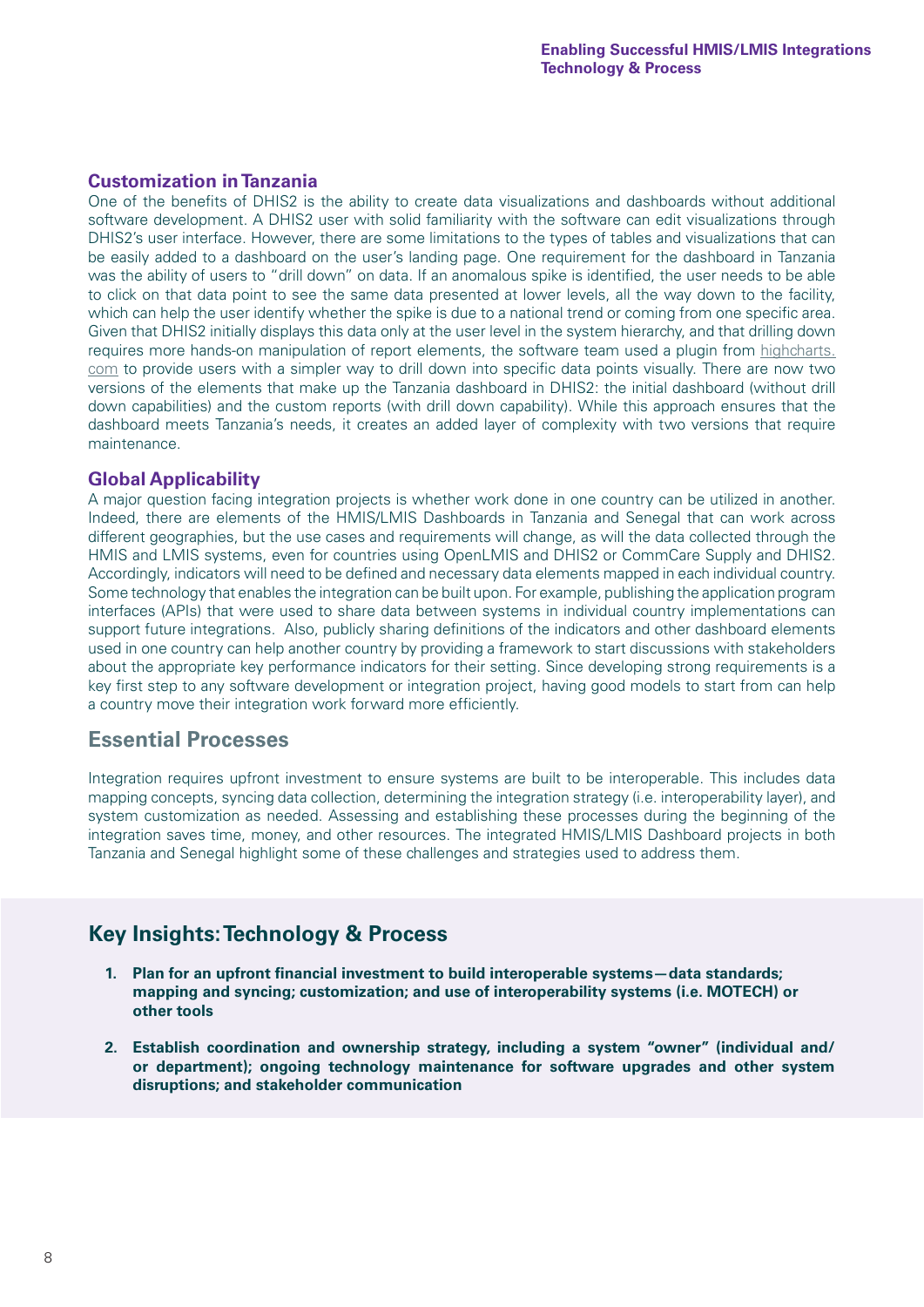### Customization in Tanzania

One of the benefits of DHIS2 is the ability to create data visualizations and dashboards without additional software development. A DHIS2 user with solid familiarity with the software can edit visualizations through DHIS2's user interface. However, there are some limitations to the types of tables and visualizations that can be easily added to a dashboard on the user's landing page. One requirement for the dashboard in Tanzania was the ability of users to "drill down" on data. If an anomalous spike is identified, the user needs to be able to click on that data point to see the same data presented at lower levels, all the way down to the facility, which can help the user identify whether the spike is due to a national trend or coming from one specific area. Given that DHIS2 initially displays this data only at the user level in the system hierarchy, and that drilling down requires more hands-on manipulation of report elements, the software team used a plugin from highcharts.com to provide users with a simpler way to drill down into specific data points visually. There are now two versions of the elements that make up the Tanzania dashboard in DHIS2: the initial dashboard (without drill down capabilities) and the custom reports (with drill down capability). While this approach ensures that the dashboard meets Tanzania's needs, it creates an added layer of complexity with two versions that require maintenance.

### Global Applicability

A major question facing integration projects is whether work done in one country can be utilized in another. Indeed, there are elements of the HMIS/LMIS Dashboards in Tanzania and Senegal that can work across different geographies, but the use cases and requirements will change, as will the data collected through the HMIS and LMIS systems, even for countries using OpenLMIS and DHIS2 or CommCare Supply and DHIS2. Accordingly, indicators will need to be defined and necessary data elements mapped in each individual country. Some technology that enables the integration can be built upon. For example, publishing the application program interfaces (APIs) that were used to share data between systems in individual country implementations can support future integrations. Also, publicly sharing definitions of the indicators and other dashboard elements used in one country can help another country by providing a framework to start discussions with stakeholders about the appropriate key performance indicators for their setting. Since developing strong requirements is a key first step to any software development or integration project, having good models to start from can help a country move their integration work forward more efficiently.

## Essential Processes

Integration requires upfront investment to ensure systems are built to be interoperable. This includes data mapping concepts, syncing data collection, determining the integration strategy (i.e. interoperability layer), and system customization as needed. Assessing and establishing these processes during the beginning of the integration saves time, money, and other resources. The integrated HMIS/LMIS Dashboard projects in both Tanzania and Senegal highlight some of these challenges and strategies used to address them.

## Key Insights: Technology & Process

1. **Plan for an upfront financial investment to build interoperable systems—data standards; mapping and syncing; customization; and use of interoperability systems (i.e. MOTECH) or other tools**

2. **Establish coordination and ownership strategy, including a system "owner" (individual and/or department); ongoing technology maintenance for software upgrades and other system disruptions; and stakeholder communication**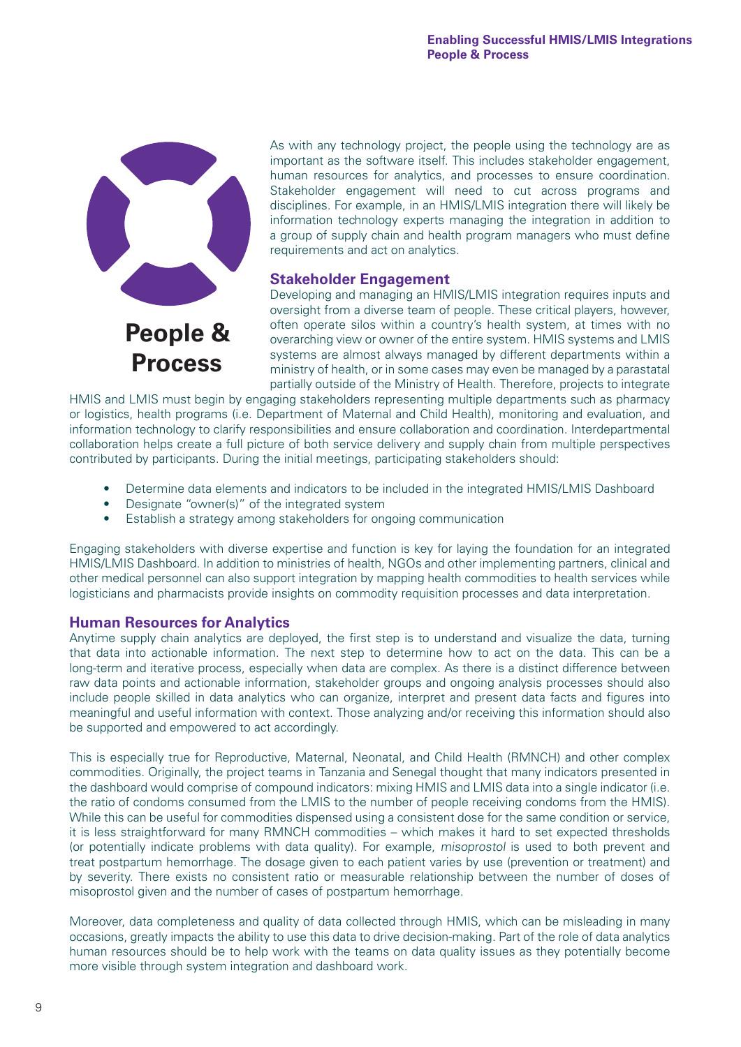# People & Process

As with any technology project, the people using the technology are as important as the software itself. This includes stakeholder engagement, human resources for analytics, and processes to ensure coordination. Stakeholder engagement will need to cut across programs and disciplines. For example, in an HMIS/LMIS integration there will likely be information technology experts managing the integration in addition to a group of supply chain and health program managers who must define requirements and act on analytics.

## Stakeholder Engagement

Developing and managing an HMIS/LMIS integration requires inputs and oversight from a diverse team of people. These critical players, however, often operate silos within a country's health system, at times with no overarching view or owner of the entire system. HMIS systems and LMIS systems are almost always managed by different departments within a ministry of health, or in some cases may even be managed by a parastatal partially outside of the Ministry of Health. Therefore, projects to integrate HMIS and LMIS must begin by engaging stakeholders representing multiple departments such as pharmacy or logistics, health programs (i.e. Department of Maternal and Child Health), monitoring and evaluation, and information technology to clarify responsibilities and ensure collaboration and coordination. Interdepartmental collaboration helps create a full picture of both service delivery and supply chain from multiple perspectives contributed by participants. During the initial meetings, participating stakeholders should:

- Determine data elements and indicators to be included in the integrated HMIS/LMIS Dashboard
- Designate "owner(s)" of the integrated system
- Establish a strategy among stakeholders for ongoing communication

Engaging stakeholders with diverse expertise and function is key for laying the foundation for an integrated HMIS/LMIS Dashboard. In addition to ministries of health, NGOs and other implementing partners, clinical and other medical personnel can also support integration by mapping health commodities to health services while logisticians and pharmacists provide insights on commodity requisition processes and data interpretation.

## Human Resources for Analytics

Anytime supply chain analytics are deployed, the first step is to understand and visualize the data, turning that data into actionable information. The next step to determine how to act on the data. This can be a long-term and iterative process, especially when data are complex. As there is a distinct difference between raw data points and actionable information, stakeholder groups and ongoing analysis processes should also include people skilled in data analytics who can organize, interpret and present data facts and figures into meaningful and useful information with context. Those analyzing and/or receiving this information should also be supported and empowered to act accordingly.

This is especially true for Reproductive, Maternal, Neonatal, and Child Health (RMNCH) and other complex commodities. Originally, the project teams in Tanzania and Senegal thought that many indicators presented in the dashboard would comprise of compound indicators: mixing HMIS and LMIS data into a single indicator (i.e. the ratio of condoms consumed from the LMIS to the number of people receiving condoms from the HMIS). While this can be useful for commodities dispensed using a consistent dose for the same condition or service, it is less straightforward for many RMNCH commodities – which makes it hard to set expected thresholds (or potentially indicate problems with data quality). For example, *misoprostol* is used to both prevent and treat postpartum hemorrhage. The dosage given to each patient varies by use (prevention or treatment) and by severity. There exists no consistent ratio or measurable relationship between the number of doses of misoprostol given and the number of cases of postpartum hemorrhage.

Moreover, data completeness and quality of data collected through HMIS, which can be misleading in many occasions, greatly impacts the ability to use this data to drive decision-making. Part of the role of data analytics human resources should be to help work with the teams on data quality issues as they potentially become more visible through system integration and dashboard work.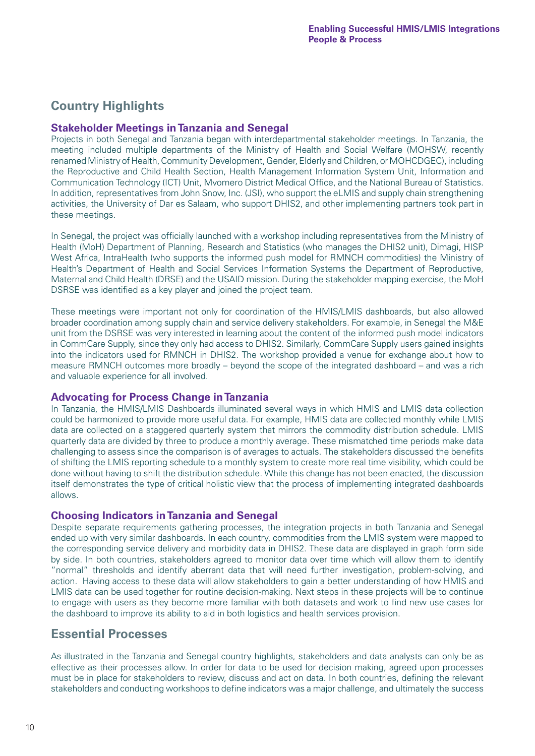## Country Highlights

### Stakeholder Meetings in Tanzania and Senegal

Projects in both Senegal and Tanzania began with interdepartmental stakeholder meetings. In Tanzania, the meeting included multiple departments of the Ministry of Health and Social Welfare (MOHSW, recently renamed Ministry of Health, Community Development, Gender, Elderly and Children, or MOHCDGEC), including the Reproductive and Child Health Section, Health Management Information System Unit, Information and Communication Technology (ICT) Unit, Mvomero District Medical Office, and the National Bureau of Statistics. In addition, representatives from John Snow, Inc. (JSI), who support the eLMIS and supply chain strengthening activities, the University of Dar es Salaam, who support DHIS2, and other implementing partners took part in these meetings.

In Senegal, the project was officially launched with a workshop including representatives from the Ministry of Health (MoH) Department of Planning, Research and Statistics (who manages the DHIS2 unit), Dimagi, HISP West Africa, IntraHealth (who supports the informed push model for RMNCH commodities) the Ministry of Health's Department of Health and Social Services Information Systems the Department of Reproductive, Maternal and Child Health (DRSE) and the USAID mission. During the stakeholder mapping exercise, the MoH DSRSE was identified as a key player and joined the project team.

These meetings were important not only for coordination of the HMIS/LMIS dashboards, but also allowed broader coordination among supply chain and service delivery stakeholders. For example, in Senegal the M&E unit from the DSRSE was very interested in learning about the content of the informed push model indicators in CommCare Supply, since they only had access to DHIS2. Similarly, CommCare Supply users gained insights into the indicators used for RMNCH in DHIS2. The workshop provided a venue for exchange about how to measure RMNCH outcomes more broadly – beyond the scope of the integrated dashboard – and was a rich and valuable experience for all involved.

### Advocating for Process Change in Tanzania

In Tanzania, the HMIS/LMIS Dashboards illuminated several ways in which HMIS and LMIS data collection could be harmonized to provide more useful data. For example, HMIS data are collected monthly while LMIS data are collected on a staggered quarterly system that mirrors the commodity distribution schedule. LMIS quarterly data are divided by three to produce a monthly average. These mismatched time periods make data challenging to assess since the comparison is of averages to actuals. The stakeholders discussed the benefits of shifting the LMIS reporting schedule to a monthly system to create more real time visibility, which could be done without having to shift the distribution schedule. While this change has not been enacted, the discussion itself demonstrates the type of critical holistic view that the process of implementing integrated dashboards allows.

### Choosing Indicators in Tanzania and Senegal

Despite separate requirements gathering processes, the integration projects in both Tanzania and Senegal ended up with very similar dashboards. In each country, commodities from the LMIS system were mapped to the corresponding service delivery and morbidity data in DHIS2. These data are displayed in graph form side by side. In both countries, stakeholders agreed to monitor data over time which will allow them to identify "normal" thresholds and identify aberrant data that will need further investigation, problem-solving, and action. Having access to these data will allow stakeholders to gain a better understanding of how HMIS and LMIS data can be used together for routine decision-making. Next steps in these projects will be to continue to engage with users as they become more familiar with both datasets and work to find new use cases for the dashboard to improve its ability to aid in both logistics and health services provision.

## Essential Processes

As illustrated in the Tanzania and Senegal country highlights, stakeholders and data analysts can only be as effective as their processes allow. In order for data to be used for decision making, agreed upon processes must be in place for stakeholders to review, discuss and act on data. In both countries, defining the relevant stakeholders and conducting workshops to define indicators was a major challenge, and ultimately the success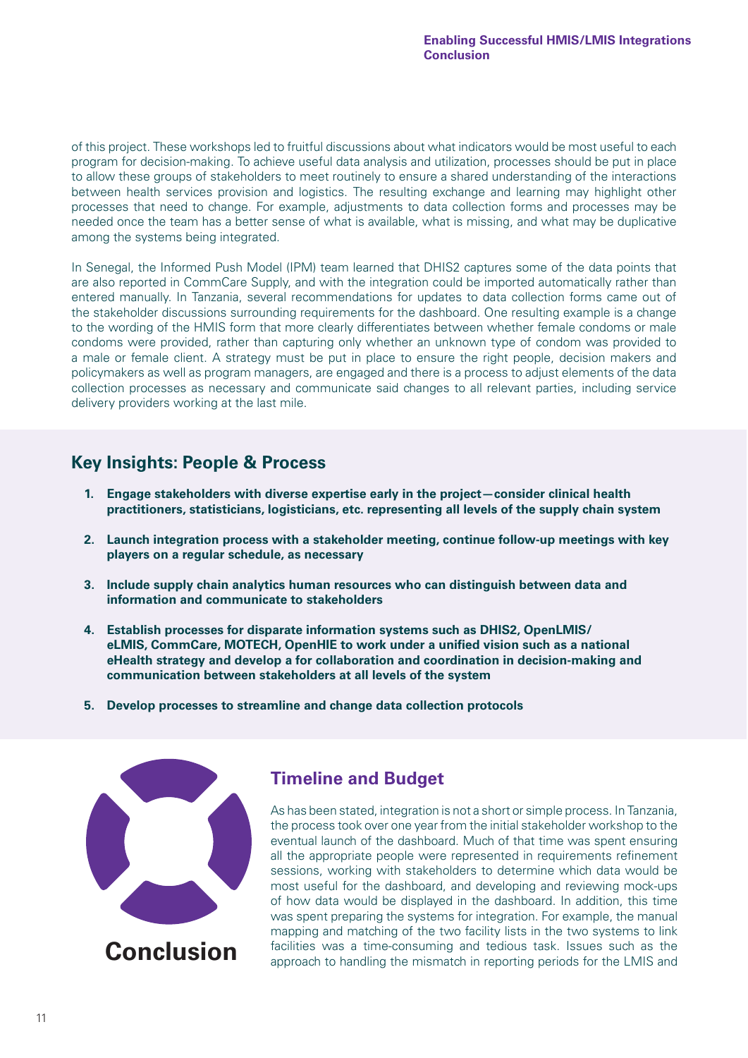of this project. These workshops led to fruitful discussions about what indicators would be most useful to each program for decision-making. To achieve useful data analysis and utilization, processes should be put in place to allow these groups of stakeholders to meet routinely to ensure a shared understanding of the interactions between health services provision and logistics. The resulting exchange and learning may highlight other processes that need to change. For example, adjustments to data collection forms and processes may be needed once the team has a better sense of what is available, what is missing, and what may be duplicative among the systems being integrated.

In Senegal, the Informed Push Model (IPM) team learned that DHIS2 captures some of the data points that are also reported in CommCare Supply, and with the integration could be imported automatically rather than entered manually. In Tanzania, several recommendations for updates to data collection forms came out of the stakeholder discussions surrounding requirements for the dashboard. One resulting example is a change to the wording of the HMIS form that more clearly differentiates between whether female condoms or male condoms were provided, rather than capturing only whether an unknown type of condom was provided to a male or female client. A strategy must be put in place to ensure the right people, decision makers and policymakers as well as program managers, are engaged and there is a process to adjust elements of the data collection processes as necessary and communicate said changes to all relevant parties, including service delivery providers working at the last mile.

## Key Insights: People & Process

1. **Engage stakeholders with diverse expertise early in the project—consider clinical health practitioners, statisticians, logisticians, etc. representing all levels of the supply chain system**
2. **Launch integration process with a stakeholder meeting, continue follow-up meetings with key players on a regular schedule, as necessary**
3. **Include supply chain analytics human resources who can distinguish between data and information and communicate to stakeholders**
4. **Establish processes for disparate information systems such as DHIS2, OpenLMIS/eLMIS, CommCare, MOTECH, OpenHIE to work under a unified vision such as a national eHealth strategy and develop a for collaboration and coordination in decision-making and communication between stakeholders at all levels of the system**
5. **Develop processes to streamline and change data collection protocols**

# Conclusion

## Timeline and Budget

As has been stated, integration is not a short or simple process. In Tanzania, the process took over one year from the initial stakeholder workshop to the eventual launch of the dashboard. Much of that time was spent ensuring all the appropriate people were represented in requirements refinement sessions, working with stakeholders to determine which data would be most useful for the dashboard, and developing and reviewing mock-ups of how data would be displayed in the dashboard. In addition, this time was spent preparing the systems for integration. For example, the manual mapping and matching of the two facility lists in the two systems to link facilities was a time-consuming and tedious task. Issues such as the approach to handling the mismatch in reporting periods for the LMIS and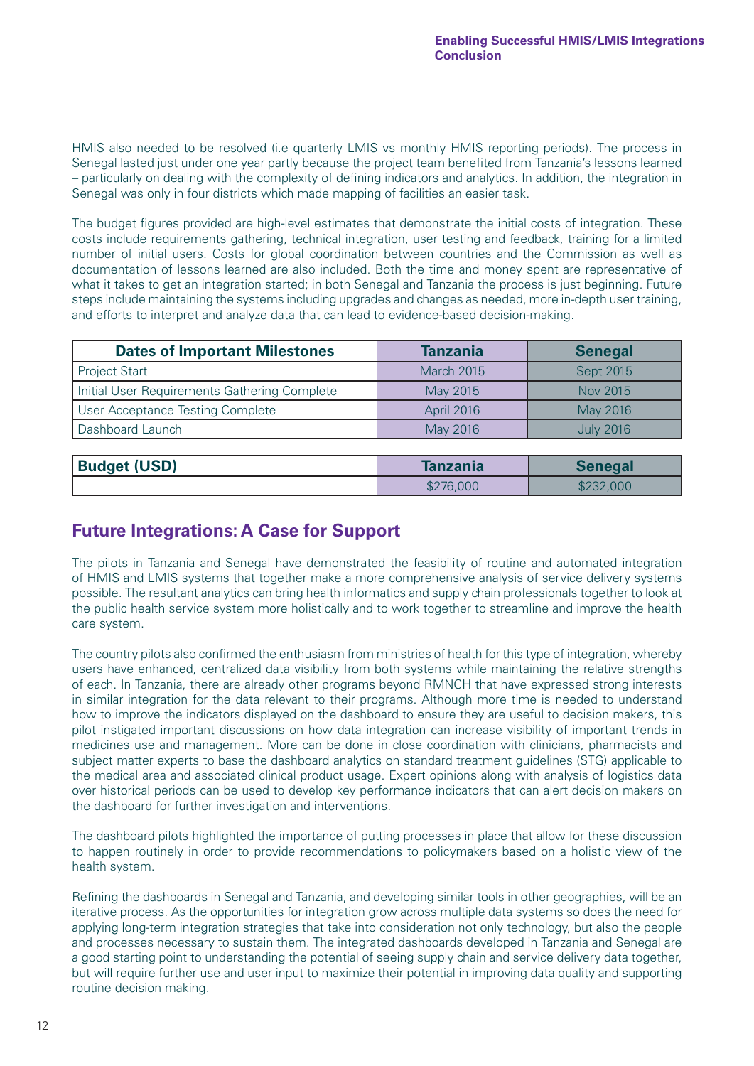HMIS also needed to be resolved (i.e quarterly LMIS vs monthly HMIS reporting periods). The process in Senegal lasted just under one year partly because the project team benefited from Tanzania's lessons learned – particularly on dealing with the complexity of defining indicators and analytics. In addition, the integration in Senegal was only in four districts which made mapping of facilities an easier task.

The budget figures provided are high-level estimates that demonstrate the initial costs of integration. These costs include requirements gathering, technical integration, user testing and feedback, training for a limited number of initial users. Costs for global coordination between countries and the Commission as well as documentation of lessons learned are also included. Both the time and money spent are representative of what it takes to get an integration started; in both Senegal and Tanzania the process is just beginning. Future steps include maintaining the systems including upgrades and changes as needed, more in-depth user training, and efforts to interpret and analyze data that can lead to evidence-based decision-making.

| Dates of Important Milestones | Tanzania | Senegal |
|---|---|---|
| Project Start | March 2015 | Sept 2015 |
| Initial User Requirements Gathering Complete | May 2015 | Nov 2015 |
| User Acceptance Testing Complete | April 2016 | May 2016 |
| Dashboard Launch | May 2016 | July 2016 |

| Budget (USD) | Tanzania | Senegal |
|---|---|---|
| | $276,000 | $232,000 |

## Future Integrations: A Case for Support

The pilots in Tanzania and Senegal have demonstrated the feasibility of routine and automated integration of HMIS and LMIS systems that together make a more comprehensive analysis of service delivery systems possible. The resultant analytics can bring health informatics and supply chain professionals together to look at the public health service system more holistically and to work together to streamline and improve the health care system.

The country pilots also confirmed the enthusiasm from ministries of health for this type of integration, whereby users have enhanced, centralized data visibility from both systems while maintaining the relative strengths of each. In Tanzania, there are already other programs beyond RMNCH that have expressed strong interests in similar integration for the data relevant to their programs. Although more time is needed to understand how to improve the indicators displayed on the dashboard to ensure they are useful to decision makers, this pilot instigated important discussions on how data integration can increase visibility of important trends in medicines use and management. More can be done in close coordination with clinicians, pharmacists and subject matter experts to base the dashboard analytics on standard treatment guidelines (STG) applicable to the medical area and associated clinical product usage. Expert opinions along with analysis of logistics data over historical periods can be used to develop key performance indicators that can alert decision makers on the dashboard for further investigation and interventions.

The dashboard pilots highlighted the importance of putting processes in place that allow for these discussion to happen routinely in order to provide recommendations to policymakers based on a holistic view of the health system.

Refining the dashboards in Senegal and Tanzania, and developing similar tools in other geographies, will be an iterative process. As the opportunities for integration grow across multiple data systems so does the need for applying long-term integration strategies that take into consideration not only technology, but also the people and processes necessary to sustain them. The integrated dashboards developed in Tanzania and Senegal are a good starting point to understanding the potential of seeing supply chain and service delivery data together, but will require further use and user input to maximize their potential in improving data quality and supporting routine decision making.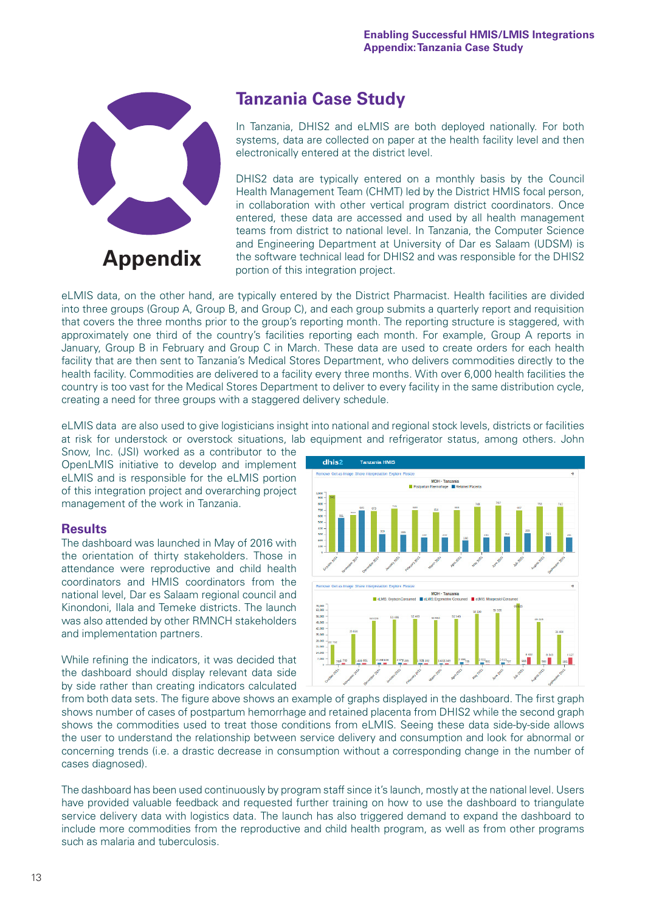# Tanzania Case Study

**Appendix**

In Tanzania, DHIS2 and eLMIS are both deployed nationally. For both systems, data are collected on paper at the health facility level and then electronically entered at the district level.

DHIS2 data are typically entered on a monthly basis by the Council Health Management Team (CHMT) led by the District HMIS focal person, in collaboration with other vertical program district coordinators. Once entered, these data are accessed and used by all health management teams from district to national level. In Tanzania, the Computer Science and Engineering Department at University of Dar es Salaam (UDSM) is the software technical lead for DHIS2 and was responsible for the DHIS2 portion of this integration project.

eLMIS data, on the other hand, are typically entered by the District Pharmacist. Health facilities are divided into three groups (Group A, Group B, and Group C), and each group submits a quarterly report and requisition that covers the three months prior to the group's reporting month. The reporting structure is staggered, with approximately one third of the country's facilities reporting each month. For example, Group A reports in January, Group B in February and Group C in March. These data are used to create orders for each health facility that are then sent to Tanzania's Medical Stores Department, who delivers commodities directly to the health facility. Commodities are delivered to a facility every three months. With over 6,000 health facilities the country is too vast for the Medical Stores Department to deliver to every facility in the same distribution cycle, creating a need for three groups with a staggered delivery schedule.

eLMIS data are also used to give logisticians insight into national and regional stock levels, districts or facilities at risk for understock or overstock situations, lab equipment and refrigerator status, among others. John Snow, Inc. (JSI) worked as a contributor to the OpenLMIS initiative to develop and implement eLMIS and is responsible for the eLMIS portion of this integration project and overarching project management of the work in Tanzania.

## Results

The dashboard was launched in May of 2016 with the orientation of thirty stakeholders. Those in attendance were reproductive and child health coordinators and HMIS coordinators from the national level, Dar es Salaam regional council and Kinondoni, Ilala and Temeke districts. The launch was also attended by other RMNCH stakeholders and implementation partners.

While refining the indicators, it was decided that the dashboard should display relevant data side by side rather than creating indicators calculated from both data sets. The figure above shows an example of graphs displayed in the dashboard. The first graph shows number of cases of postpartum hemorrhage and retained placenta from DHIS2 while the second graph shows the commodities used to treat those conditions from eLMIS. Seeing these data side-by-side allows the user to understand the relationship between service delivery and consumption and look for abnormal or concerning trends (i.e. a drastic decrease in consumption without a corresponding change in the number of cases diagnosed).

The dashboard has been used continuously by program staff since it's launch, mostly at the national level. Users have provided valuable feedback and requested further training on how to use the dashboard to triangulate service delivery data with logistics data. The launch has also triggered demand to expand the dashboard to include more commodities from the reproductive and child health program, as well as from other programs such as malaria and tuberculosis.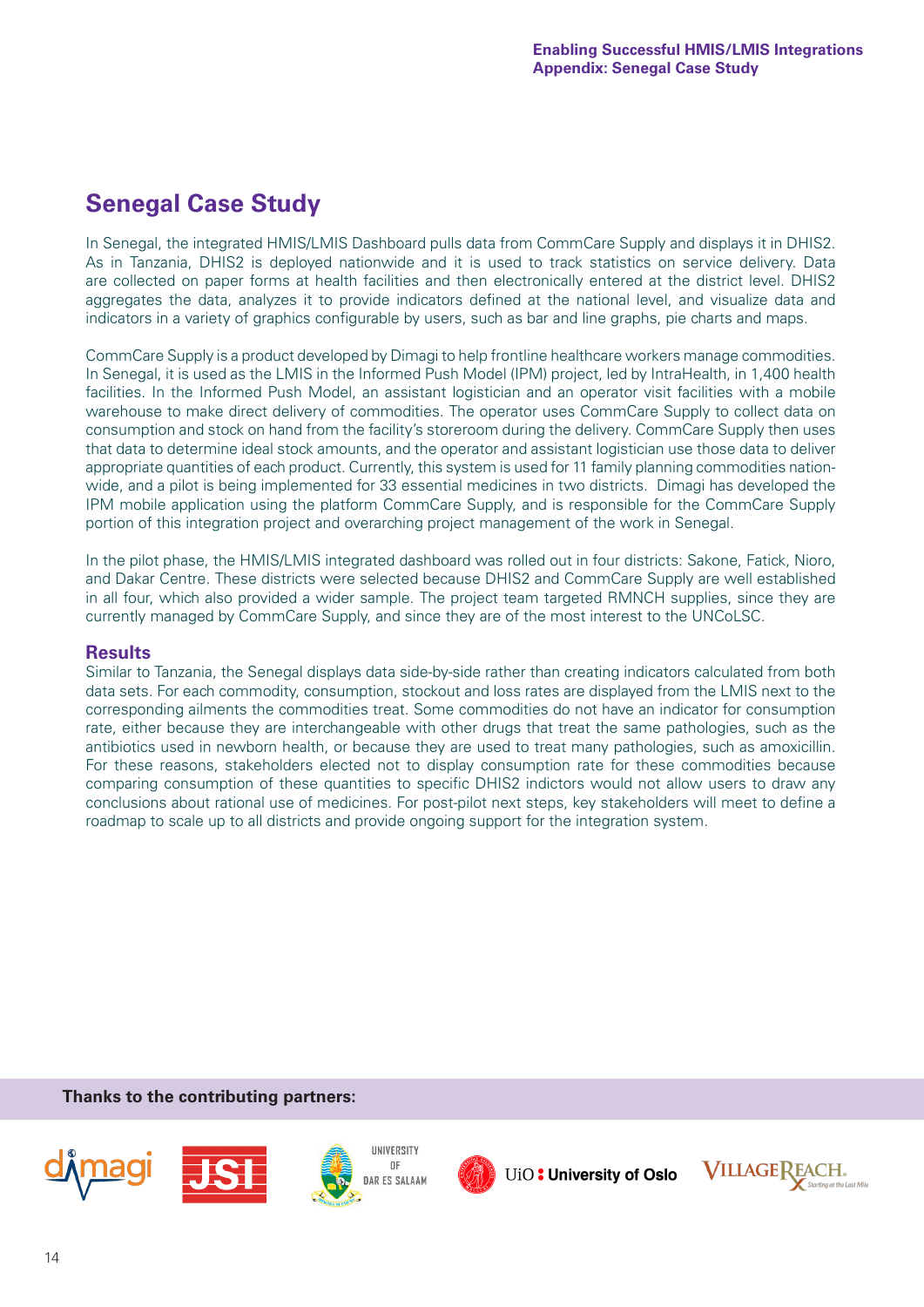## Senegal Case Study

In Senegal, the integrated HMIS/LMIS Dashboard pulls data from CommCare Supply and displays it in DHIS2. As in Tanzania, DHIS2 is deployed nationwide and it is used to track statistics on service delivery. Data are collected on paper forms at health facilities and then electronically entered at the district level. DHIS2 aggregates the data, analyzes it to provide indicators defined at the national level, and visualize data and indicators in a variety of graphics configurable by users, such as bar and line graphs, pie charts and maps.

CommCare Supply is a product developed by Dimagi to help frontline healthcare workers manage commodities. In Senegal, it is used as the LMIS in the Informed Push Model (IPM) project, led by IntraHealth, in 1,400 health facilities. In the Informed Push Model, an assistant logistician and an operator visit facilities with a mobile warehouse to make direct delivery of commodities. The operator uses CommCare Supply to collect data on consumption and stock on hand from the facility's storeroom during the delivery. CommCare Supply then uses that data to determine ideal stock amounts, and the operator and assistant logistician use those data to deliver appropriate quantities of each product. Currently, this system is used for 11 family planning commodities nation-wide, and a pilot is being implemented for 33 essential medicines in two districts. Dimagi has developed the IPM mobile application using the platform CommCare Supply, and is responsible for the CommCare Supply portion of this integration project and overarching project management of the work in Senegal.

In the pilot phase, the HMIS/LMIS integrated dashboard was rolled out in four districts: Sakone, Fatick, Nioro, and Dakar Centre. These districts were selected because DHIS2 and CommCare Supply are well established in all four, which also provided a wider sample. The project team targeted RMNCH supplies, since they are currently managed by CommCare Supply, and since they are of the most interest to the UNCoLSC.

### Results

Similar to Tanzania, the Senegal displays data side-by-side rather than creating indicators calculated from both data sets. For each commodity, consumption, stockout and loss rates are displayed from the LMIS next to the corresponding ailments the commodities treat. Some commodities do not have an indicator for consumption rate, either because they are interchangeable with other drugs that treat the same pathologies, such as the antibiotics used in newborn health, or because they are used to treat many pathologies, such as amoxicillin. For these reasons, stakeholders elected not to display consumption rate for these commodities because comparing consumption of these quantities to specific DHIS2 indictors would not allow users to draw any conclusions about rational use of medicines. For post-pilot next steps, key stakeholders will meet to define a roadmap to scale up to all districts and provide ongoing support for the integration system.

**Thanks to the contributing partners:**

dimagi

JSI

UNIVERSITY OF DAR ES SALAAM

UiO : University of Oslo

VILLAGEREACH Starting at the Last Mile